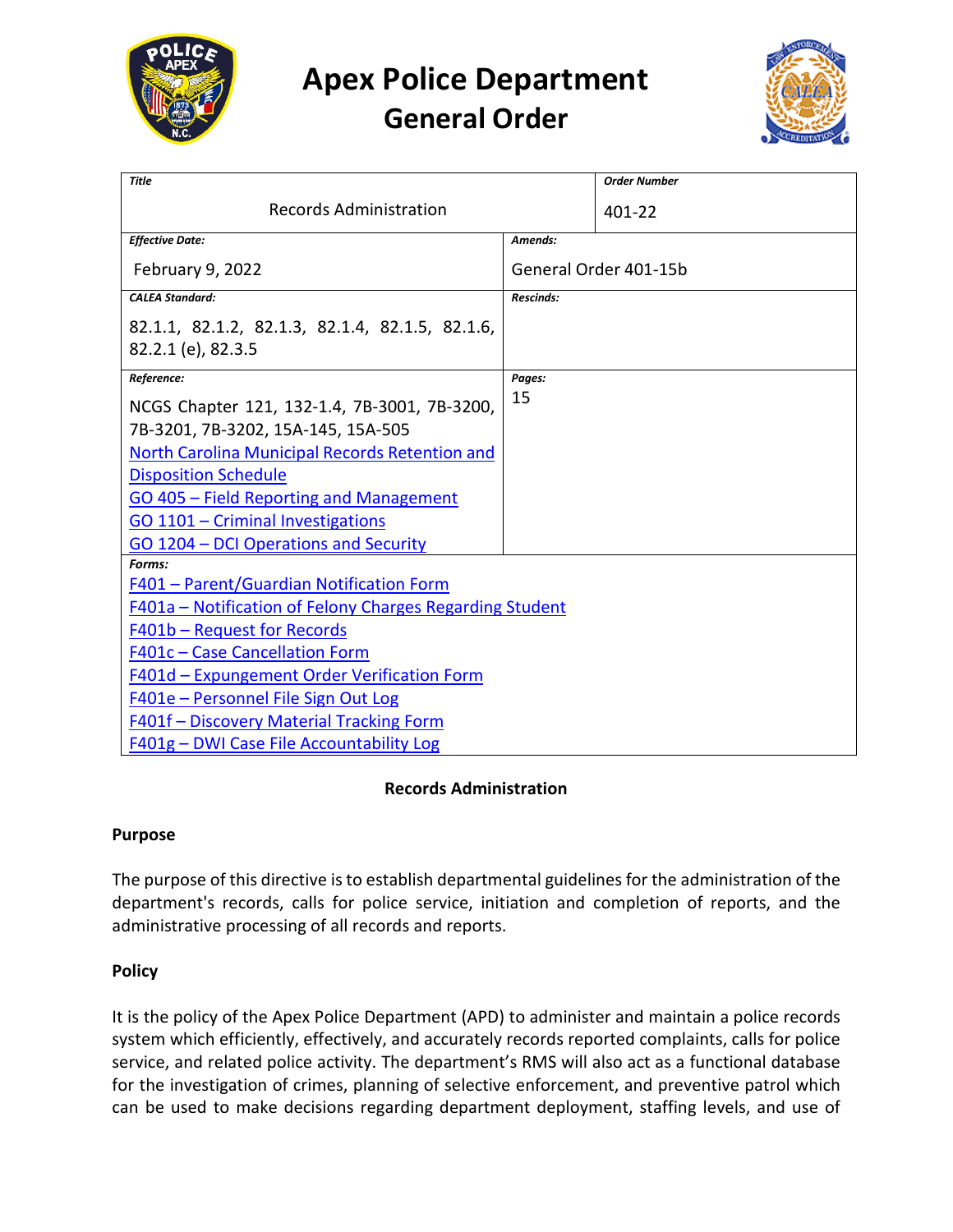# Apex Police Department
## General Order

| Title | | Order Number |
|---|---|---|
| Records Administration | | 401-22 |
| **Effective Date:** February 9, 2022 | **Amends:** General Order 401-15b | |
| **CALEA Standard:** 82.1.1, 82.1.2, 82.1.3, 82.1.4, 82.1.5, 82.1.6, 82.2.1 (e), 82.3.5 | **Rescinds:** | |
| **Reference:** NCGS Chapter 121, 132-1.4, 7B-3001, 7B-3200, 7B-3201, 7B-3202, 15A-145, 15A-505<br>North Carolina Municipal Records Retention and Disposition Schedule<br>GO 405 – Field Reporting and Management<br>GO 1101 – Criminal Investigations<br>GO 1204 – DCI Operations and Security | **Pages:** 15 | |
| **Forms:**<br>F401 – Parent/Guardian Notification Form<br>F401a – Notification of Felony Charges Regarding Student<br>F401b – Request for Records<br>F401c – Case Cancellation Form<br>F401d – Expungement Order Verification Form<br>F401e – Personnel File Sign Out Log<br>F401f – Discovery Material Tracking Form<br>F401g – DWI Case File Accountability Log | | |

**Records Administration**

**Purpose**

The purpose of this directive is to establish departmental guidelines for the administration of the department's records, calls for police service, initiation and completion of reports, and the administrative processing of all records and reports.

**Policy**

It is the policy of the Apex Police Department (APD) to administer and maintain a police records system which efficiently, effectively, and accurately records reported complaints, calls for police service, and related police activity. The department's RMS will also act as a functional database for the investigation of crimes, planning of selective enforcement, and preventive patrol which can be used to make decisions regarding department deployment, staffing levels, and use of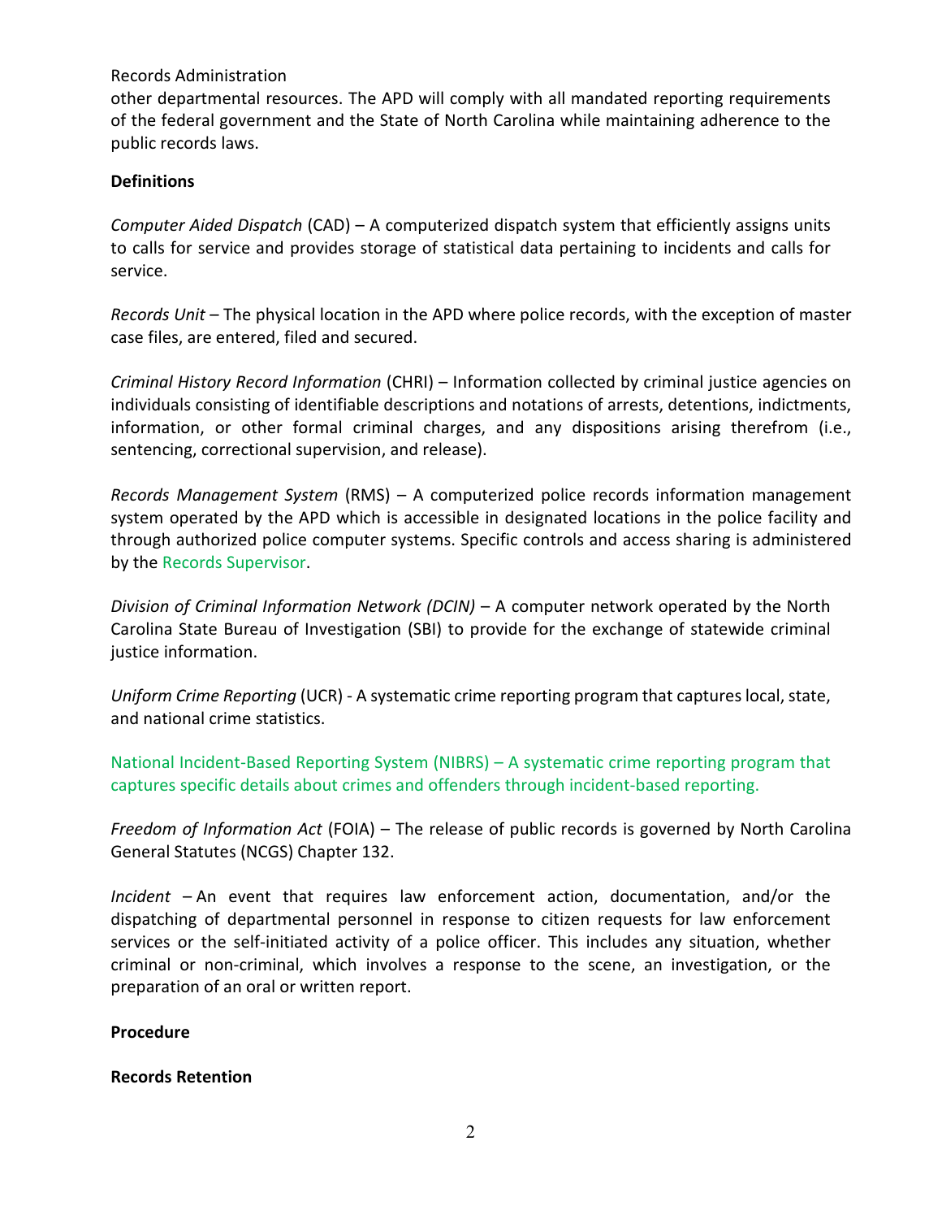other departmental resources. The APD will comply with all mandated reporting requirements of the federal government and the State of North Carolina while maintaining adherence to the public records laws.

**Definitions**

*Computer Aided Dispatch* (CAD) – A computerized dispatch system that efficiently assigns units to calls for service and provides storage of statistical data pertaining to incidents and calls for service.

*Records Unit* – The physical location in the APD where police records, with the exception of master case files, are entered, filed and secured.

*Criminal History Record Information* (CHRI) – Information collected by criminal justice agencies on individuals consisting of identifiable descriptions and notations of arrests, detentions, indictments, information, or other formal criminal charges, and any dispositions arising therefrom (i.e., sentencing, correctional supervision, and release).

*Records Management System* (RMS) – A computerized police records information management system operated by the APD which is accessible in designated locations in the police facility and through authorized police computer systems. Specific controls and access sharing is administered by the Records Supervisor.

*Division of Criminal Information Network (DCIN)* – A computer network operated by the North Carolina State Bureau of Investigation (SBI) to provide for the exchange of statewide criminal justice information.

*Uniform Crime Reporting* (UCR) - A systematic crime reporting program that captures local, state, and national crime statistics.

National Incident-Based Reporting System (NIBRS) – A systematic crime reporting program that captures specific details about crimes and offenders through incident-based reporting.

*Freedom of Information Act* (FOIA) – The release of public records is governed by North Carolina General Statutes (NCGS) Chapter 132.

*Incident* – An event that requires law enforcement action, documentation, and/or the dispatching of departmental personnel in response to citizen requests for law enforcement services or the self-initiated activity of a police officer. This includes any situation, whether criminal or non-criminal, which involves a response to the scene, an investigation, or the preparation of an oral or written report.

**Procedure**

**Records Retention**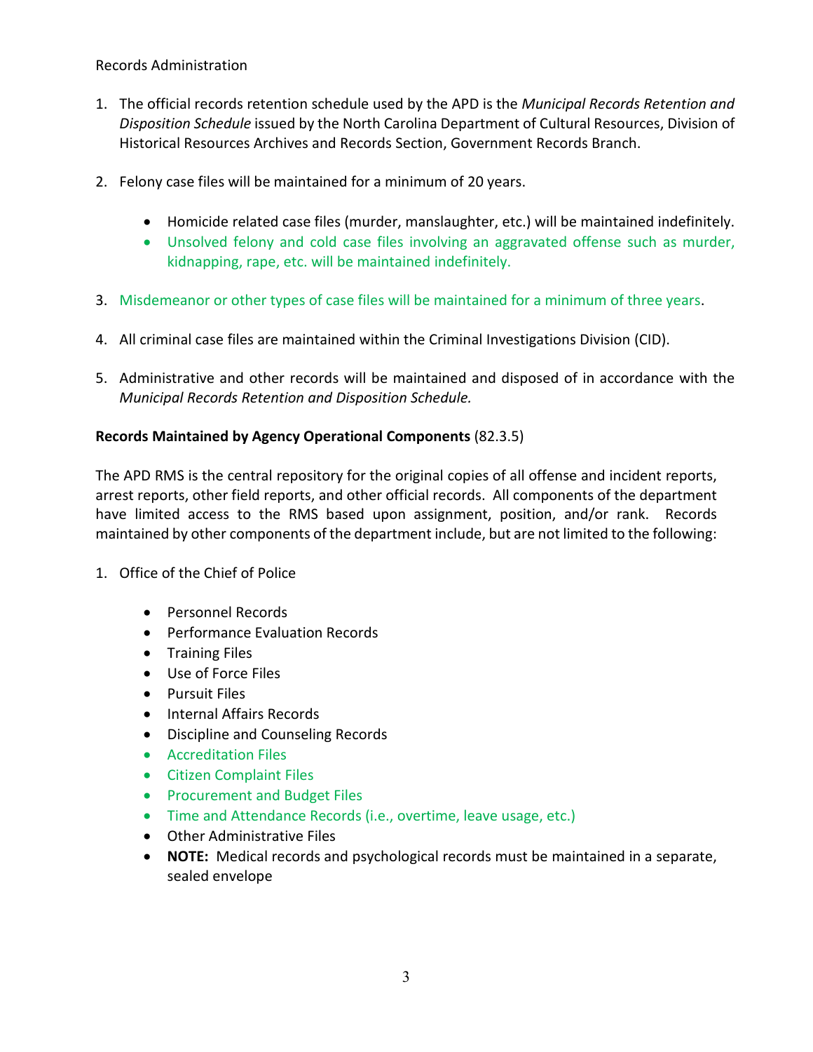Records Administration

1. The official records retention schedule used by the APD is the *Municipal Records Retention and Disposition Schedule* issued by the North Carolina Department of Cultural Resources, Division of Historical Resources Archives and Records Section, Government Records Branch.

2. Felony case files will be maintained for a minimum of 20 years.

    - Homicide related case files (murder, manslaughter, etc.) will be maintained indefinitely.
    - Unsolved felony and cold case files involving an aggravated offense such as murder, kidnapping, rape, etc. will be maintained indefinitely.

3. Misdemeanor or other types of case files will be maintained for a minimum of three years.

4. All criminal case files are maintained within the Criminal Investigations Division (CID).

5. Administrative and other records will be maintained and disposed of in accordance with the *Municipal Records Retention and Disposition Schedule.*

**Records Maintained by Agency Operational Components** (82.3.5)

The APD RMS is the central repository for the original copies of all offense and incident reports, arrest reports, other field reports, and other official records. All components of the department have limited access to the RMS based upon assignment, position, and/or rank. Records maintained by other components of the department include, but are not limited to the following:

1. Office of the Chief of Police

    - Personnel Records
    - Performance Evaluation Records
    - Training Files
    - Use of Force Files
    - Pursuit Files
    - Internal Affairs Records
    - Discipline and Counseling Records
    - Accreditation Files
    - Citizen Complaint Files
    - Procurement and Budget Files
    - Time and Attendance Records (i.e., overtime, leave usage, etc.)
    - Other Administrative Files
    - **NOTE:** Medical records and psychological records must be maintained in a separate, sealed envelope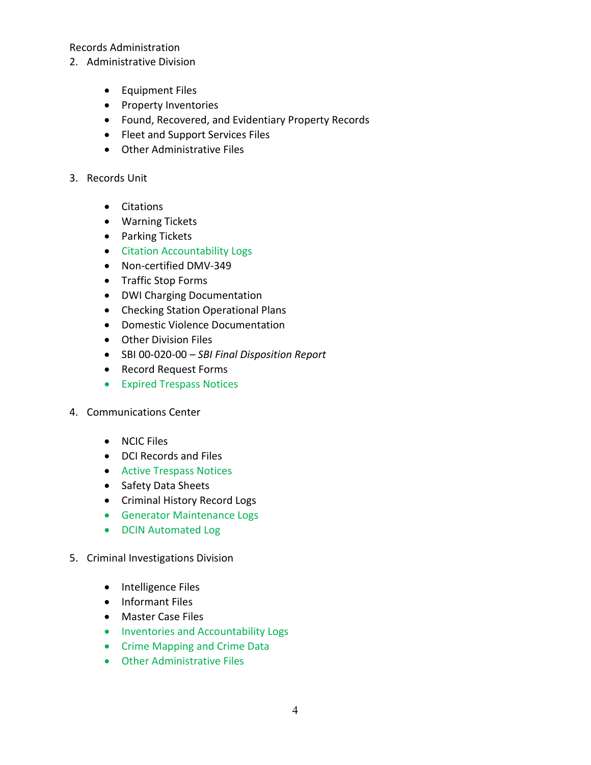Records Administration

2. Administrative Division

- Equipment Files
- Property Inventories
- Found, Recovered, and Evidentiary Property Records
- Fleet and Support Services Files
- Other Administrative Files

3. Records Unit

- Citations
- Warning Tickets
- Parking Tickets
- Citation Accountability Logs
- Non-certified DMV-349
- Traffic Stop Forms
- DWI Charging Documentation
- Checking Station Operational Plans
- Domestic Violence Documentation
- Other Division Files
- SBI 00-020-00 – *SBI Final Disposition Report*
- Record Request Forms
- Expired Trespass Notices

4. Communications Center

- NCIC Files
- DCI Records and Files
- Active Trespass Notices
- Safety Data Sheets
- Criminal History Record Logs
- Generator Maintenance Logs
- DCIN Automated Log

5. Criminal Investigations Division

- Intelligence Files
- Informant Files
- Master Case Files
- Inventories and Accountability Logs
- Crime Mapping and Crime Data
- Other Administrative Files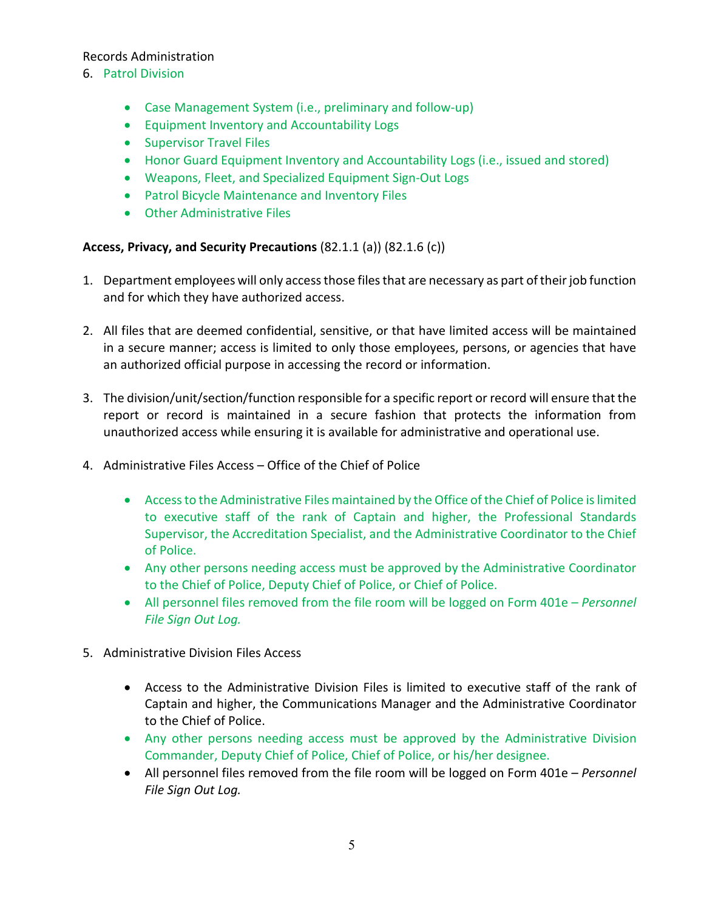Records Administration

6. Patrol Division

    - Case Management System (i.e., preliminary and follow-up)
    - Equipment Inventory and Accountability Logs
    - Supervisor Travel Files
    - Honor Guard Equipment Inventory and Accountability Logs (i.e., issued and stored)
    - Weapons, Fleet, and Specialized Equipment Sign-Out Logs
    - Patrol Bicycle Maintenance and Inventory Files
    - Other Administrative Files

**Access, Privacy, and Security Precautions** (82.1.1 (a)) (82.1.6 (c))

1. Department employees will only access those files that are necessary as part of their job function and for which they have authorized access.

2. All files that are deemed confidential, sensitive, or that have limited access will be maintained in a secure manner; access is limited to only those employees, persons, or agencies that have an authorized official purpose in accessing the record or information.

3. The division/unit/section/function responsible for a specific report or record will ensure that the report or record is maintained in a secure fashion that protects the information from unauthorized access while ensuring it is available for administrative and operational use.

4. Administrative Files Access – Office of the Chief of Police

    - Access to the Administrative Files maintained by the Office of the Chief of Police is limited to executive staff of the rank of Captain and higher, the Professional Standards Supervisor, the Accreditation Specialist, and the Administrative Coordinator to the Chief of Police.
    - Any other persons needing access must be approved by the Administrative Coordinator to the Chief of Police, Deputy Chief of Police, or Chief of Police.
    - All personnel files removed from the file room will be logged on Form 401e – *Personnel File Sign Out Log.*

5. Administrative Division Files Access

    - Access to the Administrative Division Files is limited to executive staff of the rank of Captain and higher, the Communications Manager and the Administrative Coordinator to the Chief of Police.
    - Any other persons needing access must be approved by the Administrative Division Commander, Deputy Chief of Police, Chief of Police, or his/her designee.
    - All personnel files removed from the file room will be logged on Form 401e – *Personnel File Sign Out Log.*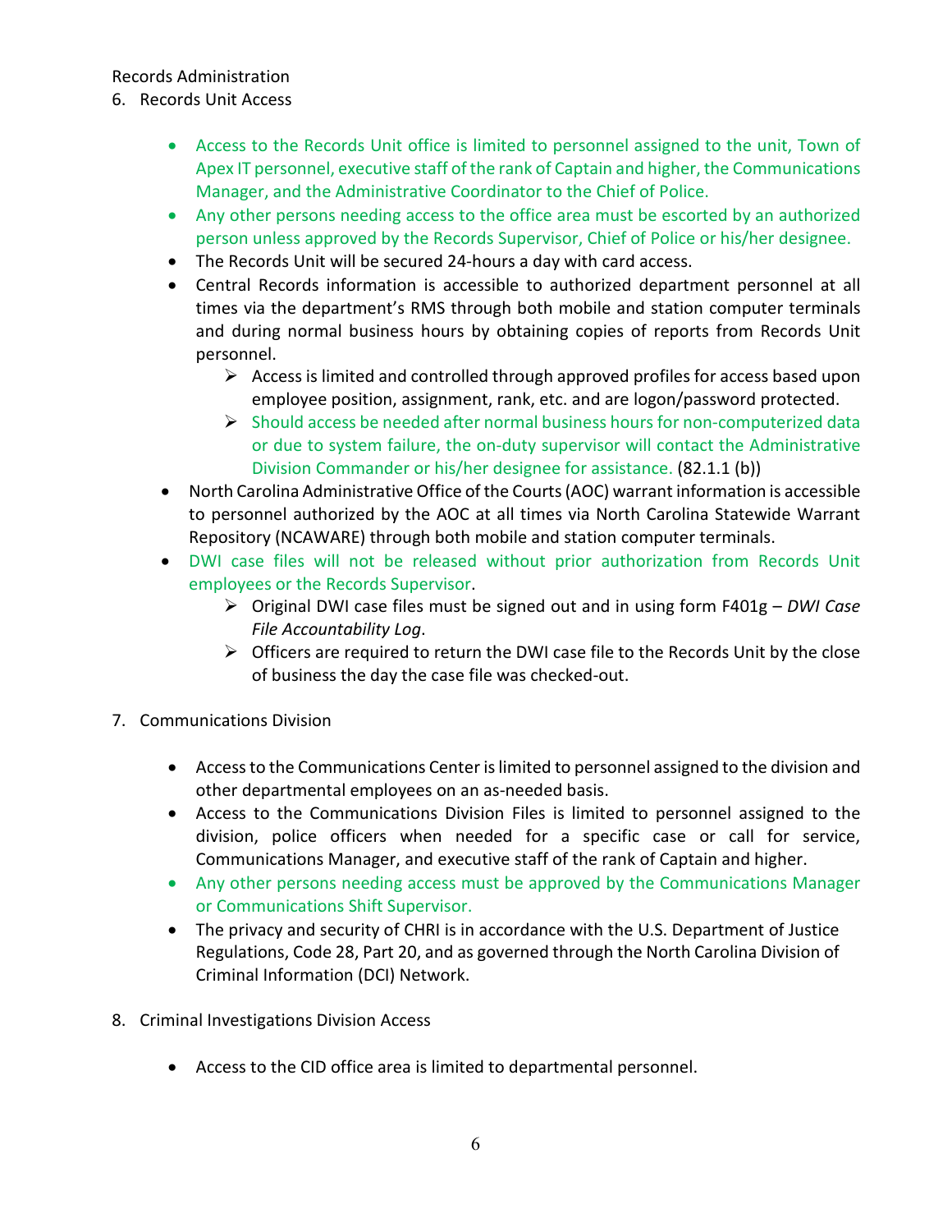Records Administration

6. Records Unit Access

   - Access to the Records Unit office is limited to personnel assigned to the unit, Town of Apex IT personnel, executive staff of the rank of Captain and higher, the Communications Manager, and the Administrative Coordinator to the Chief of Police.
   - Any other persons needing access to the office area must be escorted by an authorized person unless approved by the Records Supervisor, Chief of Police or his/her designee.
   - The Records Unit will be secured 24-hours a day with card access.
   - Central Records information is accessible to authorized department personnel at all times via the department's RMS through both mobile and station computer terminals and during normal business hours by obtaining copies of reports from Records Unit personnel.
     - Access is limited and controlled through approved profiles for access based upon employee position, assignment, rank, etc. and are logon/password protected.
     - Should access be needed after normal business hours for non-computerized data or due to system failure, the on-duty supervisor will contact the Administrative Division Commander or his/her designee for assistance. (82.1.1 (b))
   - North Carolina Administrative Office of the Courts (AOC) warrant information is accessible to personnel authorized by the AOC at all times via North Carolina Statewide Warrant Repository (NCAWARE) through both mobile and station computer terminals.
   - DWI case files will not be released without prior authorization from Records Unit employees or the Records Supervisor.
     - Original DWI case files must be signed out and in using form F401g – *DWI Case File Accountability Log*.
     - Officers are required to return the DWI case file to the Records Unit by the close of business the day the case file was checked-out.

7. Communications Division

   - Access to the Communications Center is limited to personnel assigned to the division and other departmental employees on an as-needed basis.
   - Access to the Communications Division Files is limited to personnel assigned to the division, police officers when needed for a specific case or call for service, Communications Manager, and executive staff of the rank of Captain and higher.
   - Any other persons needing access must be approved by the Communications Manager or Communications Shift Supervisor.
   - The privacy and security of CHRI is in accordance with the U.S. Department of Justice Regulations, Code 28, Part 20, and as governed through the North Carolina Division of Criminal Information (DCI) Network.

8. Criminal Investigations Division Access

   - Access to the CID office area is limited to departmental personnel.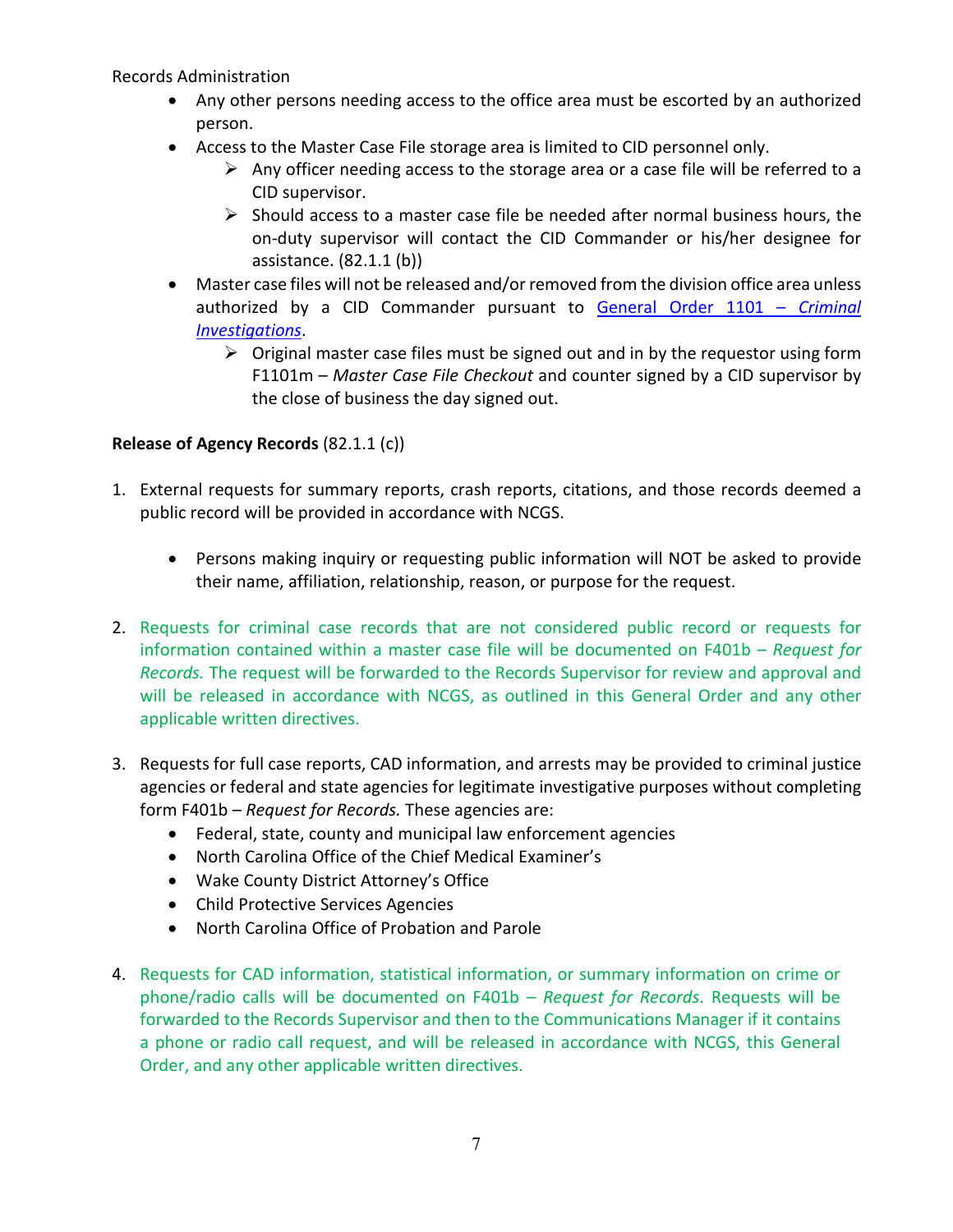Records Administration

- Any other persons needing access to the office area must be escorted by an authorized person.
- Access to the Master Case File storage area is limited to CID personnel only.
  - Any officer needing access to the storage area or a case file will be referred to a CID supervisor.
  - Should access to a master case file be needed after normal business hours, the on-duty supervisor will contact the CID Commander or his/her designee for assistance. (82.1.1 (b))
- Master case files will not be released and/or removed from the division office area unless authorized by a CID Commander pursuant to General Order 1101 – *Criminal Investigations*.
  - Original master case files must be signed out and in by the requestor using form F1101m – *Master Case File Checkout* and counter signed by a CID supervisor by the close of business the day signed out.

**Release of Agency Records** (82.1.1 (c))

1. External requests for summary reports, crash reports, citations, and those records deemed a public record will be provided in accordance with NCGS.

   - Persons making inquiry or requesting public information will NOT be asked to provide their name, affiliation, relationship, reason, or purpose for the request.

2. Requests for criminal case records that are not considered public record or requests for information contained within a master case file will be documented on F401b – *Request for Records.* The request will be forwarded to the Records Supervisor for review and approval and will be released in accordance with NCGS, as outlined in this General Order and any other applicable written directives.

3. Requests for full case reports, CAD information, and arrests may be provided to criminal justice agencies or federal and state agencies for legitimate investigative purposes without completing form F401b – *Request for Records.* These agencies are:
   - Federal, state, county and municipal law enforcement agencies
   - North Carolina Office of the Chief Medical Examiner's
   - Wake County District Attorney's Office
   - Child Protective Services Agencies
   - North Carolina Office of Probation and Parole

4. Requests for CAD information, statistical information, or summary information on crime or phone/radio calls will be documented on F401b – *Request for Records*. Requests will be forwarded to the Records Supervisor and then to the Communications Manager if it contains a phone or radio call request, and will be released in accordance with NCGS, this General Order, and any other applicable written directives.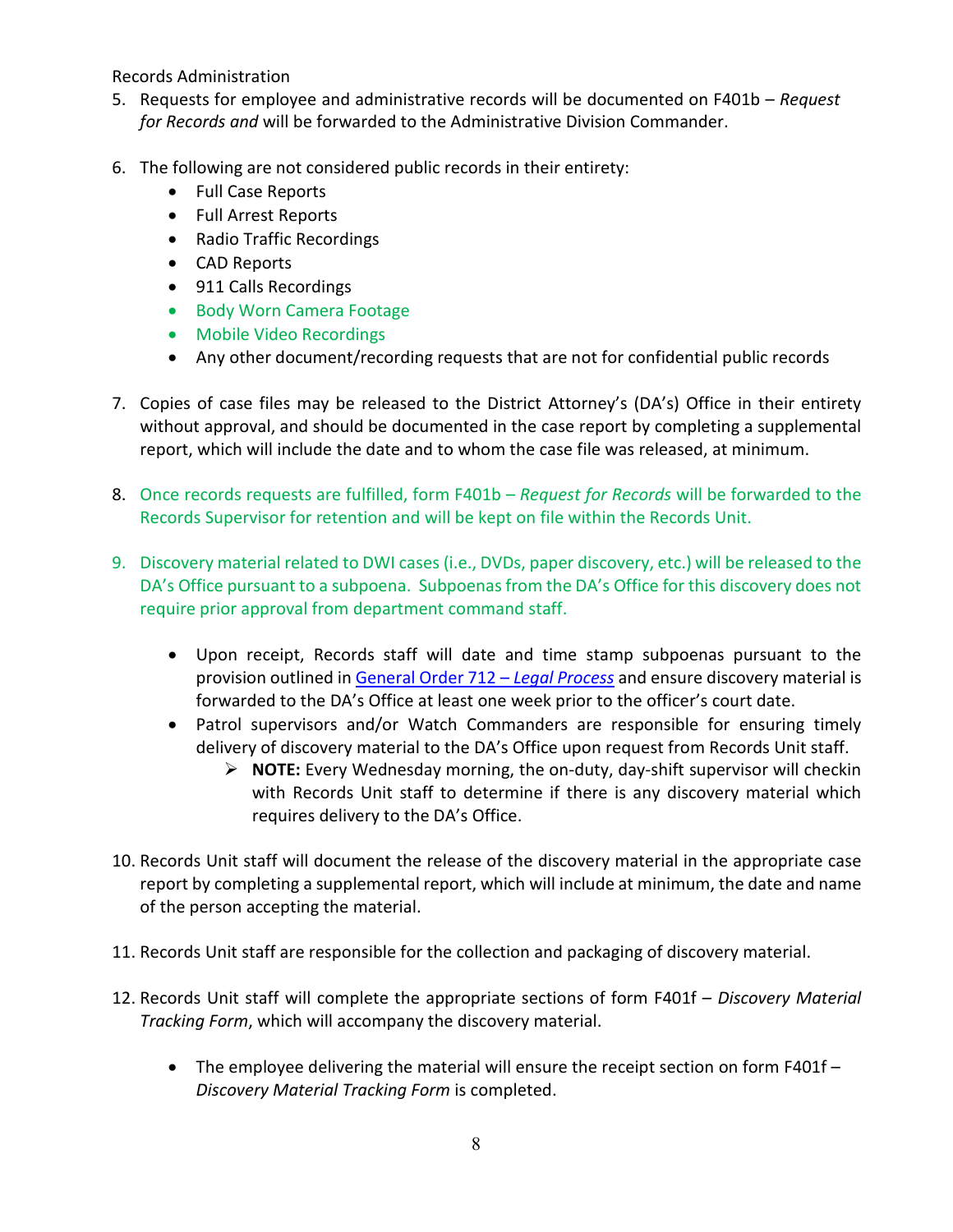Records Administration

5. Requests for employee and administrative records will be documented on F401b – *Request for Records and* will be forwarded to the Administrative Division Commander.

6. The following are not considered public records in their entirety:
   - Full Case Reports
   - Full Arrest Reports
   - Radio Traffic Recordings
   - CAD Reports
   - 911 Calls Recordings
   - Body Worn Camera Footage
   - Mobile Video Recordings
   - Any other document/recording requests that are not for confidential public records

7. Copies of case files may be released to the District Attorney's (DA's) Office in their entirety without approval, and should be documented in the case report by completing a supplemental report, which will include the date and to whom the case file was released, at minimum.

8. Once records requests are fulfilled, form F401b – *Request for Records* will be forwarded to the Records Supervisor for retention and will be kept on file within the Records Unit.

9. Discovery material related to DWI cases (i.e., DVDs, paper discovery, etc.) will be released to the DA's Office pursuant to a subpoena. Subpoenas from the DA's Office for this discovery does not require prior approval from department command staff.

   - Upon receipt, Records staff will date and time stamp subpoenas pursuant to the provision outlined in General Order 712 – *Legal Process* and ensure discovery material is forwarded to the DA's Office at least one week prior to the officer's court date.
   - Patrol supervisors and/or Watch Commanders are responsible for ensuring timely delivery of discovery material to the DA's Office upon request from Records Unit staff.
     - **NOTE:** Every Wednesday morning, the on-duty, day-shift supervisor will checkin with Records Unit staff to determine if there is any discovery material which requires delivery to the DA's Office.

10. Records Unit staff will document the release of the discovery material in the appropriate case report by completing a supplemental report, which will include at minimum, the date and name of the person accepting the material.

11. Records Unit staff are responsible for the collection and packaging of discovery material.

12. Records Unit staff will complete the appropriate sections of form F401f – *Discovery Material Tracking Form*, which will accompany the discovery material.

    - The employee delivering the material will ensure the receipt section on form F401f – *Discovery Material Tracking Form* is completed.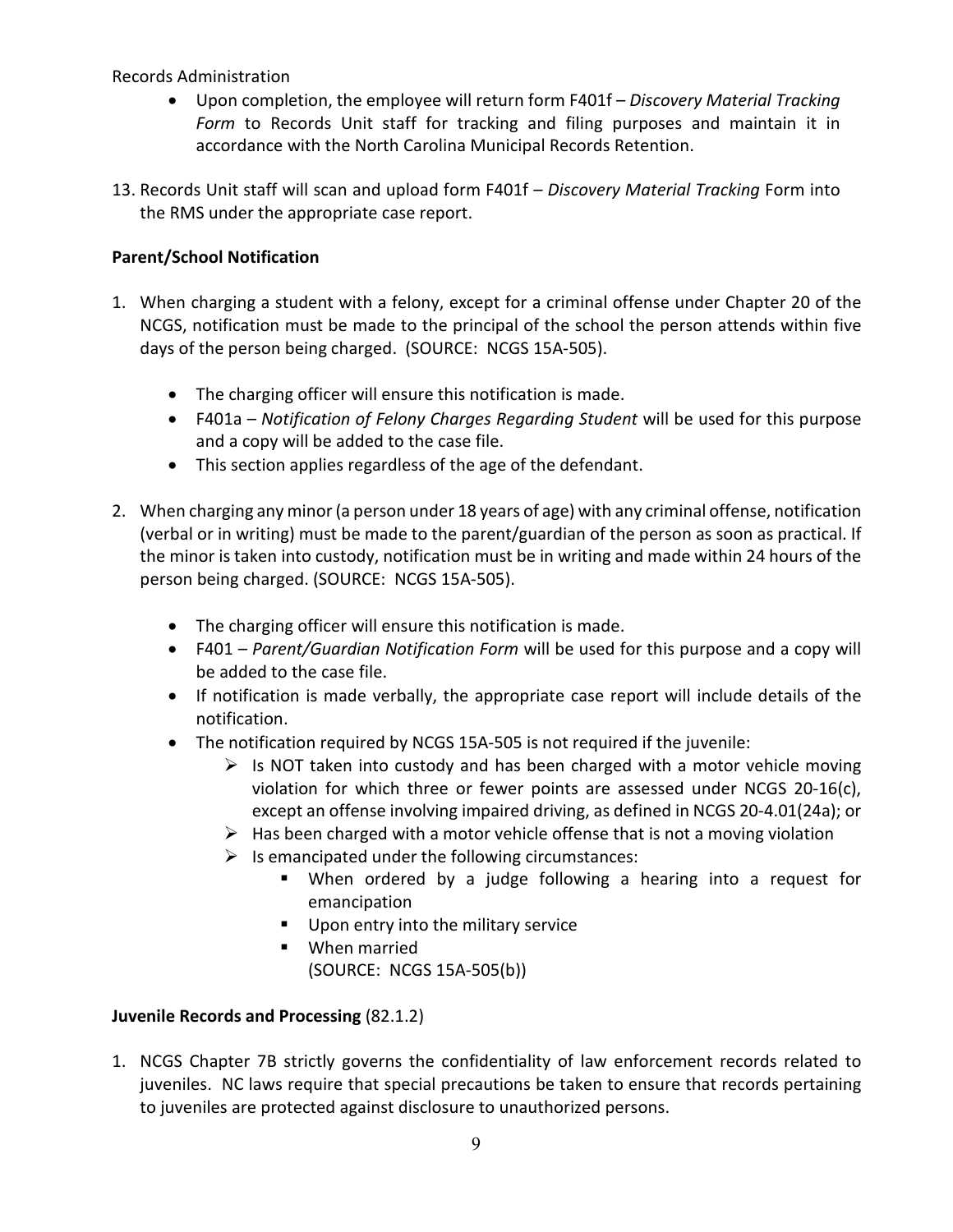Records Administration

- Upon completion, the employee will return form F401f – *Discovery Material Tracking Form* to Records Unit staff for tracking and filing purposes and maintain it in accordance with the North Carolina Municipal Records Retention.

13. Records Unit staff will scan and upload form F401f – *Discovery Material Tracking* Form into the RMS under the appropriate case report.

**Parent/School Notification**

1. When charging a student with a felony, except for a criminal offense under Chapter 20 of the NCGS, notification must be made to the principal of the school the person attends within five days of the person being charged. (SOURCE: NCGS 15A-505).
    - The charging officer will ensure this notification is made.
    - F401a – *Notification of Felony Charges Regarding Student* will be used for this purpose and a copy will be added to the case file.
    - This section applies regardless of the age of the defendant.

2. When charging any minor (a person under 18 years of age) with any criminal offense, notification (verbal or in writing) must be made to the parent/guardian of the person as soon as practical. If the minor is taken into custody, notification must be in writing and made within 24 hours of the person being charged. (SOURCE: NCGS 15A-505).
    - The charging officer will ensure this notification is made.
    - F401 – *Parent/Guardian Notification Form* will be used for this purpose and a copy will be added to the case file.
    - If notification is made verbally, the appropriate case report will include details of the notification.
    - The notification required by NCGS 15A-505 is not required if the juvenile:
        - Is NOT taken into custody and has been charged with a motor vehicle moving violation for which three or fewer points are assessed under NCGS 20-16(c), except an offense involving impaired driving, as defined in NCGS 20-4.01(24a); or
        - Has been charged with a motor vehicle offense that is not a moving violation
        - Is emancipated under the following circumstances:
            - When ordered by a judge following a hearing into a request for emancipation
            - Upon entry into the military service
            - When married
            
            (SOURCE: NCGS 15A-505(b))

**Juvenile Records and Processing** (82.1.2)

1. NCGS Chapter 7B strictly governs the confidentiality of law enforcement records related to juveniles. NC laws require that special precautions be taken to ensure that records pertaining to juveniles are protected against disclosure to unauthorized persons.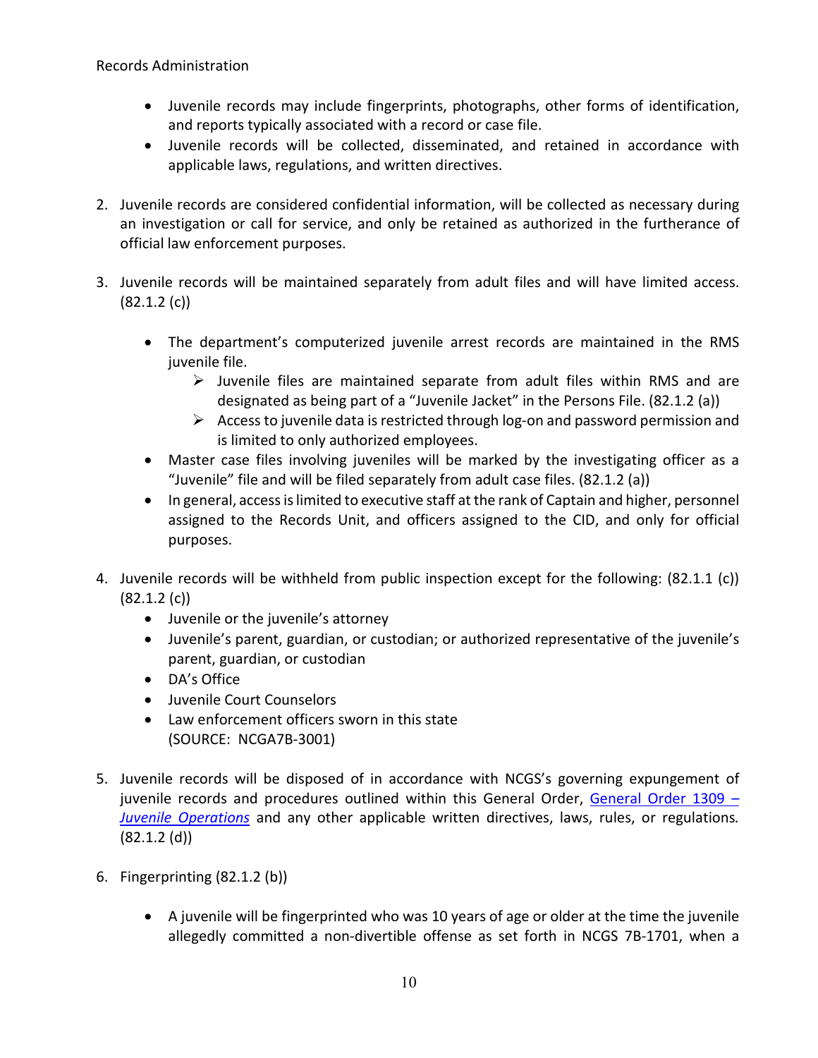- Juvenile records may include fingerprints, photographs, other forms of identification, and reports typically associated with a record or case file.
- Juvenile records will be collected, disseminated, and retained in accordance with applicable laws, regulations, and written directives.

2. Juvenile records are considered confidential information, will be collected as necessary during an investigation or call for service, and only be retained as authorized in the furtherance of official law enforcement purposes.

3. Juvenile records will be maintained separately from adult files and will have limited access. (82.1.2 (c))

   - The department's computerized juvenile arrest records are maintained in the RMS juvenile file.
     - Juvenile files are maintained separate from adult files within RMS and are designated as being part of a "Juvenile Jacket" in the Persons File. (82.1.2 (a))
     - Access to juvenile data is restricted through log-on and password permission and is limited to only authorized employees.
   - Master case files involving juveniles will be marked by the investigating officer as a "Juvenile" file and will be filed separately from adult case files. (82.1.2 (a))
   - In general, access is limited to executive staff at the rank of Captain and higher, personnel assigned to the Records Unit, and officers assigned to the CID, and only for official purposes.

4. Juvenile records will be withheld from public inspection except for the following: (82.1.1 (c)) (82.1.2 (c))
   - Juvenile or the juvenile's attorney
   - Juvenile's parent, guardian, or custodian; or authorized representative of the juvenile's parent, guardian, or custodian
   - DA's Office
   - Juvenile Court Counselors
   - Law enforcement officers sworn in this state
     (SOURCE: NCGA7B-3001)

5. Juvenile records will be disposed of in accordance with NCGS's governing expungement of juvenile records and procedures outlined within this General Order, General Order 1309 – *Juvenile Operations* and any other applicable written directives, laws, rules, or regulations. (82.1.2 (d))

6. Fingerprinting (82.1.2 (b))

   - A juvenile will be fingerprinted who was 10 years of age or older at the time the juvenile allegedly committed a non-divertible offense as set forth in NCGS 7B-1701, when a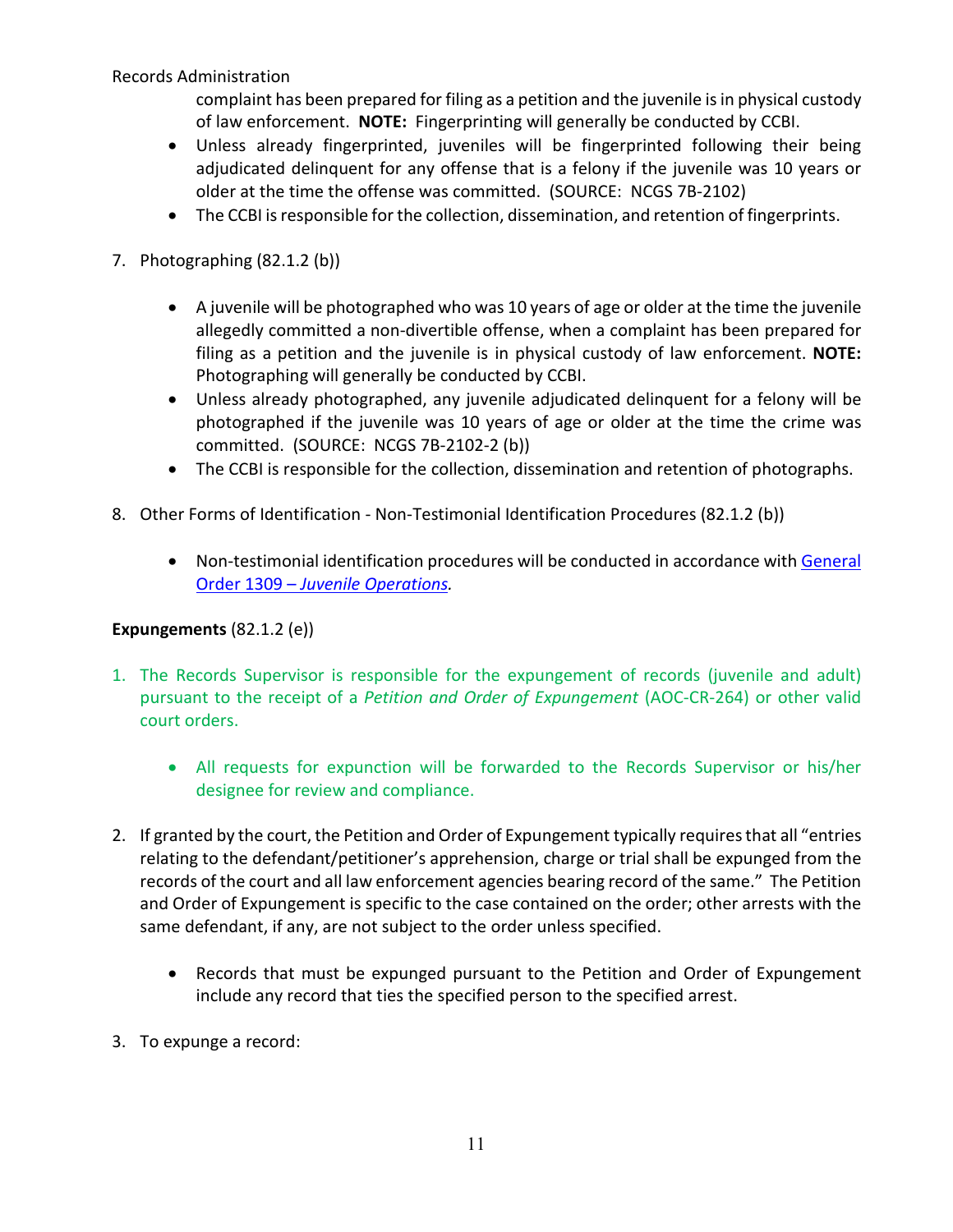complaint has been prepared for filing as a petition and the juvenile is in physical custody of law enforcement. **NOTE:** Fingerprinting will generally be conducted by CCBI.

- Unless already fingerprinted, juveniles will be fingerprinted following their being adjudicated delinquent for any offense that is a felony if the juvenile was 10 years or older at the time the offense was committed. (SOURCE: NCGS 7B-2102)
- The CCBI is responsible for the collection, dissemination, and retention of fingerprints.

7. Photographing (82.1.2 (b))

   - A juvenile will be photographed who was 10 years of age or older at the time the juvenile allegedly committed a non-divertible offense, when a complaint has been prepared for filing as a petition and the juvenile is in physical custody of law enforcement. **NOTE:** Photographing will generally be conducted by CCBI.
   - Unless already photographed, any juvenile adjudicated delinquent for a felony will be photographed if the juvenile was 10 years of age or older at the time the crime was committed. (SOURCE: NCGS 7B-2102-2 (b))
   - The CCBI is responsible for the collection, dissemination and retention of photographs.

8. Other Forms of Identification - Non-Testimonial Identification Procedures (82.1.2 (b))

   - Non-testimonial identification procedures will be conducted in accordance with General Order 1309 – *Juvenile Operations.*

**Expungements** (82.1.2 (e))

1. The Records Supervisor is responsible for the expungement of records (juvenile and adult) pursuant to the receipt of a *Petition and Order of Expungement* (AOC-CR-264) or other valid court orders.

   - All requests for expunction will be forwarded to the Records Supervisor or his/her designee for review and compliance.

2. If granted by the court, the Petition and Order of Expungement typically requires that all "entries relating to the defendant/petitioner's apprehension, charge or trial shall be expunged from the records of the court and all law enforcement agencies bearing record of the same." The Petition and Order of Expungement is specific to the case contained on the order; other arrests with the same defendant, if any, are not subject to the order unless specified.

   - Records that must be expunged pursuant to the Petition and Order of Expungement include any record that ties the specified person to the specified arrest.

3. To expunge a record: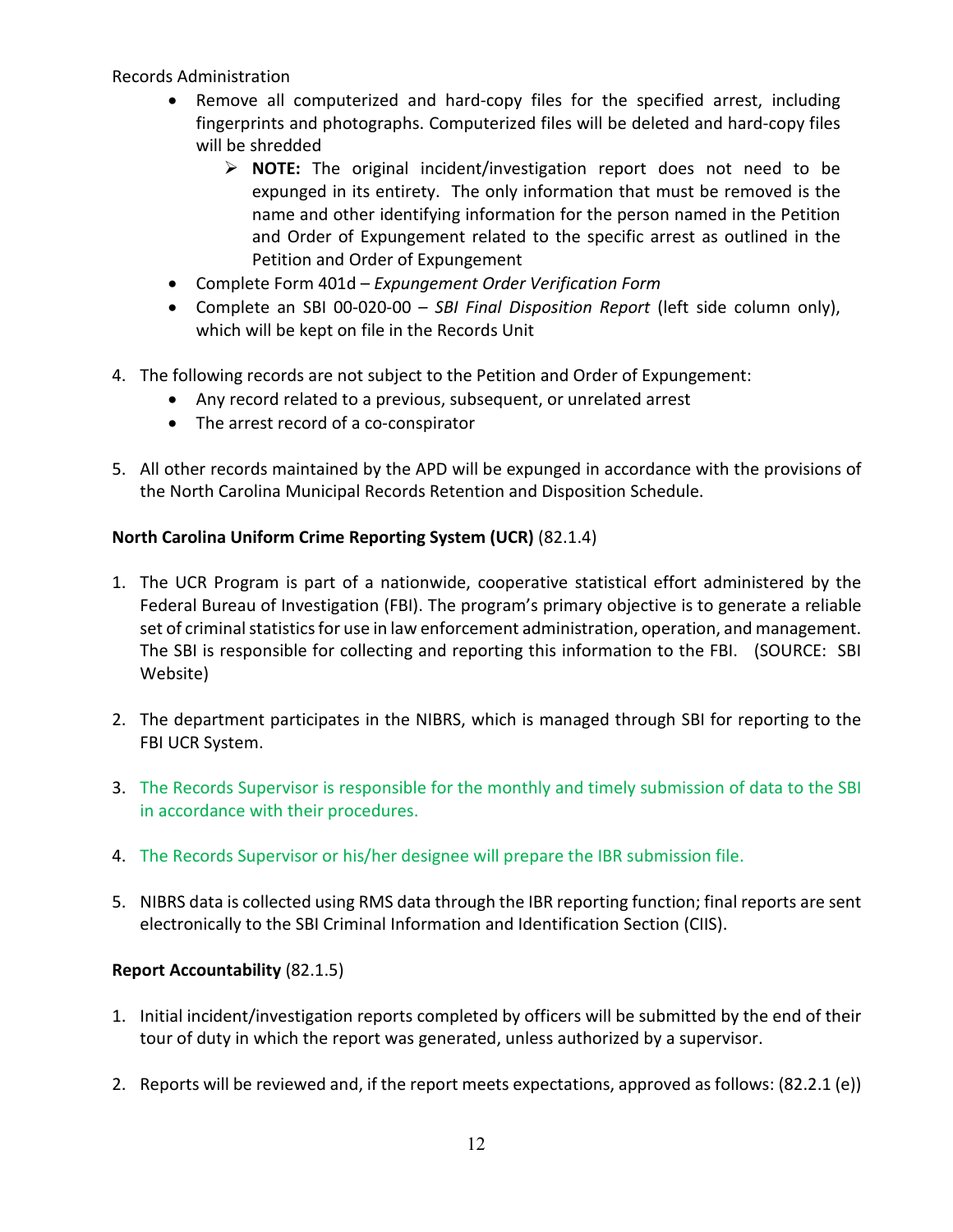Records Administration

- Remove all computerized and hard-copy files for the specified arrest, including fingerprints and photographs. Computerized files will be deleted and hard-copy files will be shredded
    - **NOTE:** The original incident/investigation report does not need to be expunged in its entirety. The only information that must be removed is the name and other identifying information for the person named in the Petition and Order of Expungement related to the specific arrest as outlined in the Petition and Order of Expungement
- Complete Form 401d – *Expungement Order Verification Form*
- Complete an SBI 00-020-00 – *SBI Final Disposition Report* (left side column only), which will be kept on file in the Records Unit

4. The following records are not subject to the Petition and Order of Expungement:
    - Any record related to a previous, subsequent, or unrelated arrest
    - The arrest record of a co-conspirator

5. All other records maintained by the APD will be expunged in accordance with the provisions of the North Carolina Municipal Records Retention and Disposition Schedule.

**North Carolina Uniform Crime Reporting System (UCR)** (82.1.4)

1. The UCR Program is part of a nationwide, cooperative statistical effort administered by the Federal Bureau of Investigation (FBI). The program's primary objective is to generate a reliable set of criminal statistics for use in law enforcement administration, operation, and management. The SBI is responsible for collecting and reporting this information to the FBI. (SOURCE: SBI Website)

2. The department participates in the NIBRS, which is managed through SBI for reporting to the FBI UCR System.

3. The Records Supervisor is responsible for the monthly and timely submission of data to the SBI in accordance with their procedures.

4. The Records Supervisor or his/her designee will prepare the IBR submission file.

5. NIBRS data is collected using RMS data through the IBR reporting function; final reports are sent electronically to the SBI Criminal Information and Identification Section (CIIS).

**Report Accountability** (82.1.5)

1. Initial incident/investigation reports completed by officers will be submitted by the end of their tour of duty in which the report was generated, unless authorized by a supervisor.

2. Reports will be reviewed and, if the report meets expectations, approved as follows: (82.2.1 (e))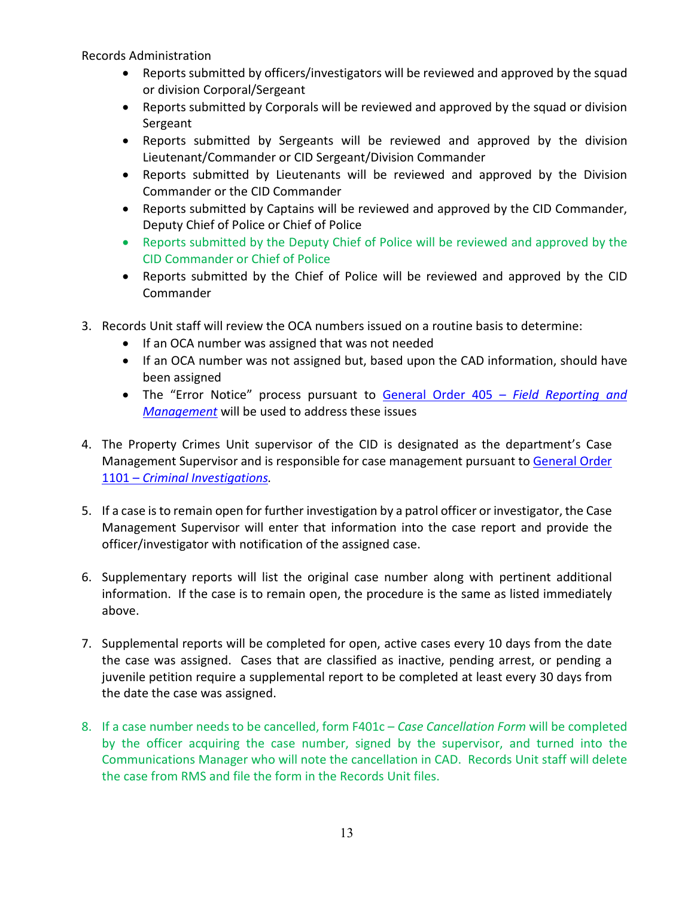Records Administration

- Reports submitted by officers/investigators will be reviewed and approved by the squad or division Corporal/Sergeant
- Reports submitted by Corporals will be reviewed and approved by the squad or division Sergeant
- Reports submitted by Sergeants will be reviewed and approved by the division Lieutenant/Commander or CID Sergeant/Division Commander
- Reports submitted by Lieutenants will be reviewed and approved by the Division Commander or the CID Commander
- Reports submitted by Captains will be reviewed and approved by the CID Commander, Deputy Chief of Police or Chief of Police
- Reports submitted by the Deputy Chief of Police will be reviewed and approved by the CID Commander or Chief of Police
- Reports submitted by the Chief of Police will be reviewed and approved by the CID Commander

3. Records Unit staff will review the OCA numbers issued on a routine basis to determine:
   - If an OCA number was assigned that was not needed
   - If an OCA number was not assigned but, based upon the CAD information, should have been assigned
   - The "Error Notice" process pursuant to General Order 405 – *Field Reporting and Management* will be used to address these issues

4. The Property Crimes Unit supervisor of the CID is designated as the department's Case Management Supervisor and is responsible for case management pursuant to General Order 1101 – *Criminal Investigations*.

5. If a case is to remain open for further investigation by a patrol officer or investigator, the Case Management Supervisor will enter that information into the case report and provide the officer/investigator with notification of the assigned case.

6. Supplementary reports will list the original case number along with pertinent additional information. If the case is to remain open, the procedure is the same as listed immediately above.

7. Supplemental reports will be completed for open, active cases every 10 days from the date the case was assigned. Cases that are classified as inactive, pending arrest, or pending a juvenile petition require a supplemental report to be completed at least every 30 days from the date the case was assigned.

8. If a case number needs to be cancelled, form F401c – *Case Cancellation Form* will be completed by the officer acquiring the case number, signed by the supervisor, and turned into the Communications Manager who will note the cancellation in CAD. Records Unit staff will delete the case from RMS and file the form in the Records Unit files.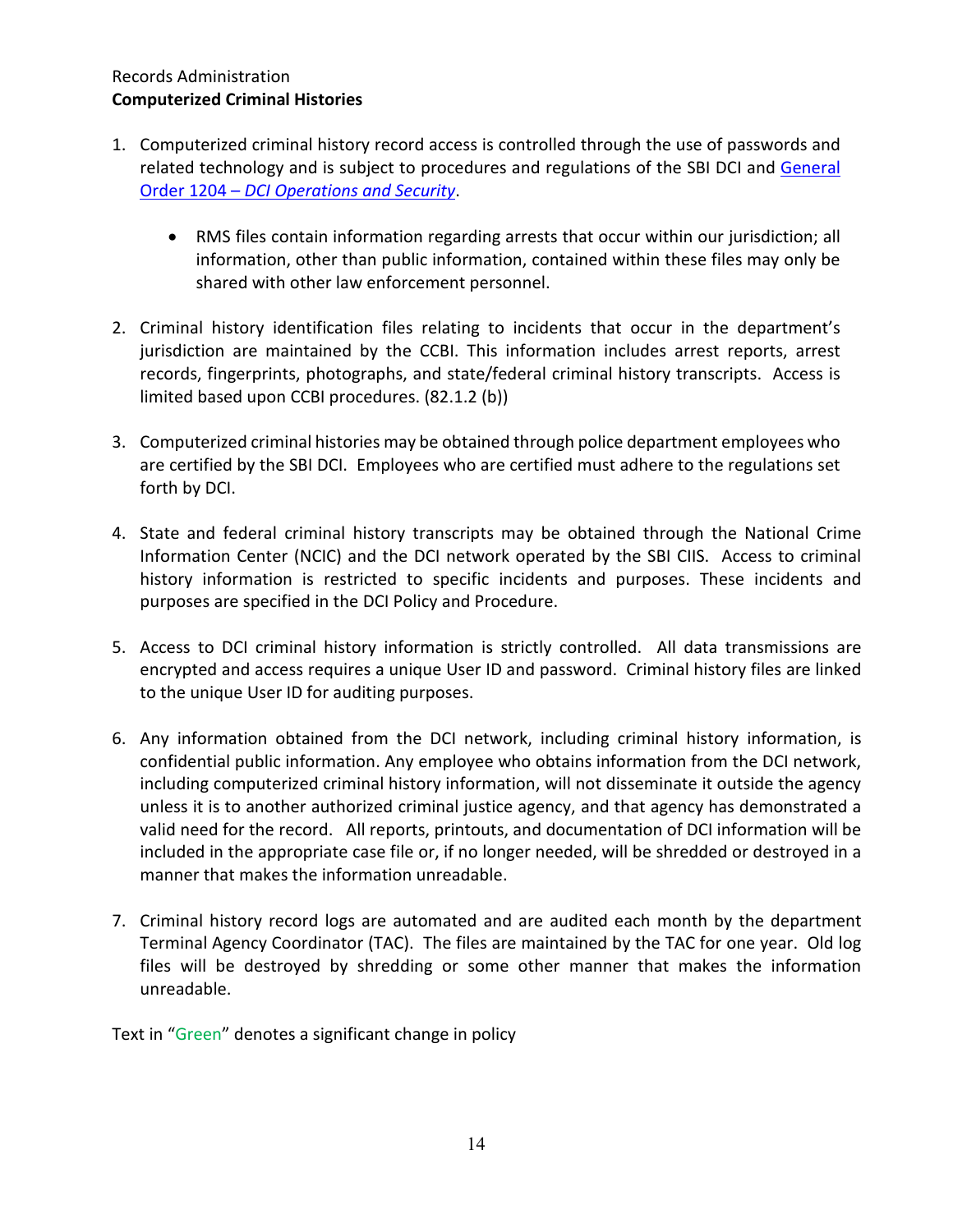Records Administration

**Computerized Criminal Histories**

1. Computerized criminal history record access is controlled through the use of passwords and related technology and is subject to procedures and regulations of the SBI DCI and General Order 1204 – *DCI Operations and Security*.

    - RMS files contain information regarding arrests that occur within our jurisdiction; all information, other than public information, contained within these files may only be shared with other law enforcement personnel.

2. Criminal history identification files relating to incidents that occur in the department's jurisdiction are maintained by the CCBI. This information includes arrest reports, arrest records, fingerprints, photographs, and state/federal criminal history transcripts. Access is limited based upon CCBI procedures. (82.1.2 (b))

3. Computerized criminal histories may be obtained through police department employees who are certified by the SBI DCI. Employees who are certified must adhere to the regulations set forth by DCI.

4. State and federal criminal history transcripts may be obtained through the National Crime Information Center (NCIC) and the DCI network operated by the SBI CIIS. Access to criminal history information is restricted to specific incidents and purposes. These incidents and purposes are specified in the DCI Policy and Procedure.

5. Access to DCI criminal history information is strictly controlled. All data transmissions are encrypted and access requires a unique User ID and password. Criminal history files are linked to the unique User ID for auditing purposes.

6. Any information obtained from the DCI network, including criminal history information, is confidential public information. Any employee who obtains information from the DCI network, including computerized criminal history information, will not disseminate it outside the agency unless it is to another authorized criminal justice agency, and that agency has demonstrated a valid need for the record. All reports, printouts, and documentation of DCI information will be included in the appropriate case file or, if no longer needed, will be shredded or destroyed in a manner that makes the information unreadable.

7. Criminal history record logs are automated and are audited each month by the department Terminal Agency Coordinator (TAC). The files are maintained by the TAC for one year. Old log files will be destroyed by shredding or some other manner that makes the information unreadable.

Text in "Green" denotes a significant change in policy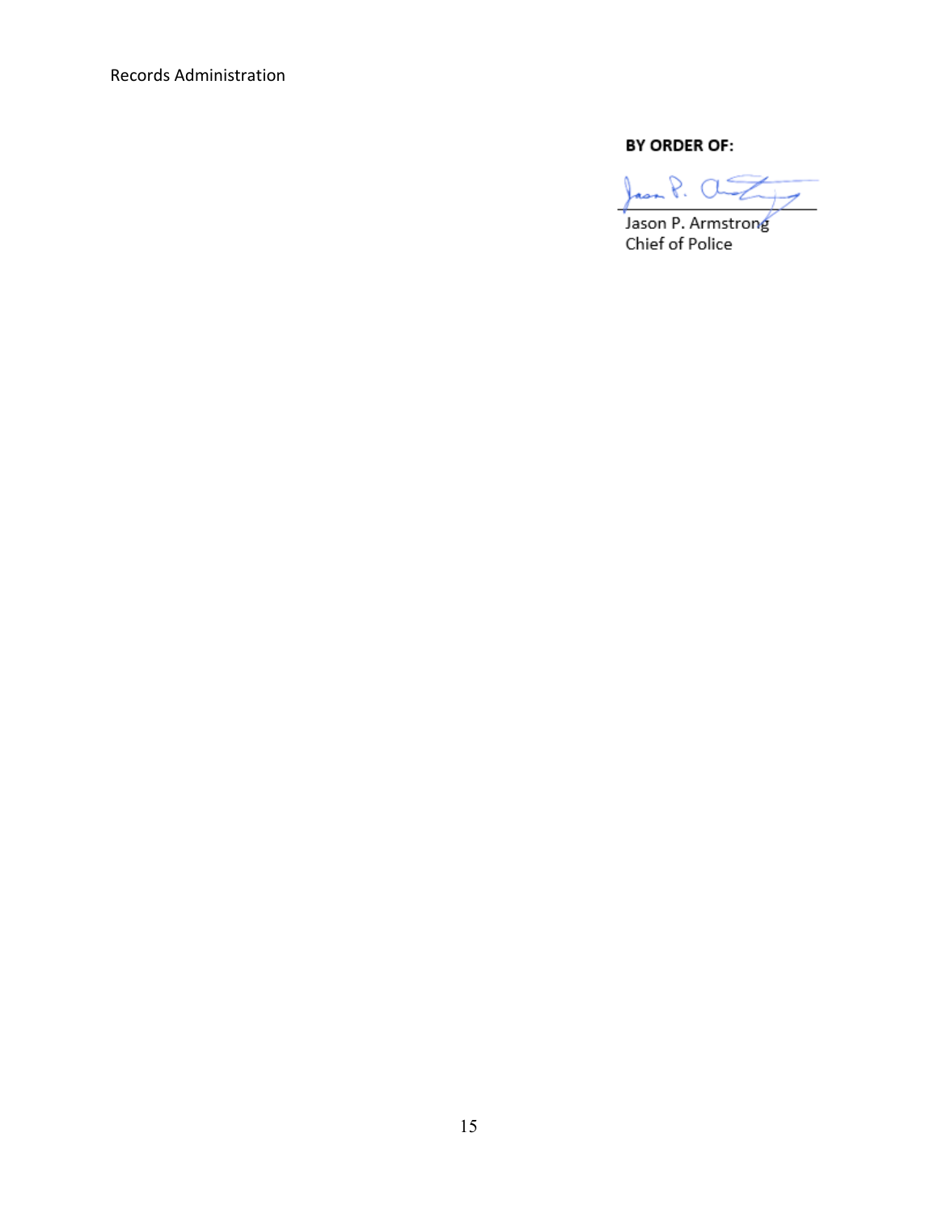Records Administration

**BY ORDER OF:**

Jason P. Armstrong
Chief of Police